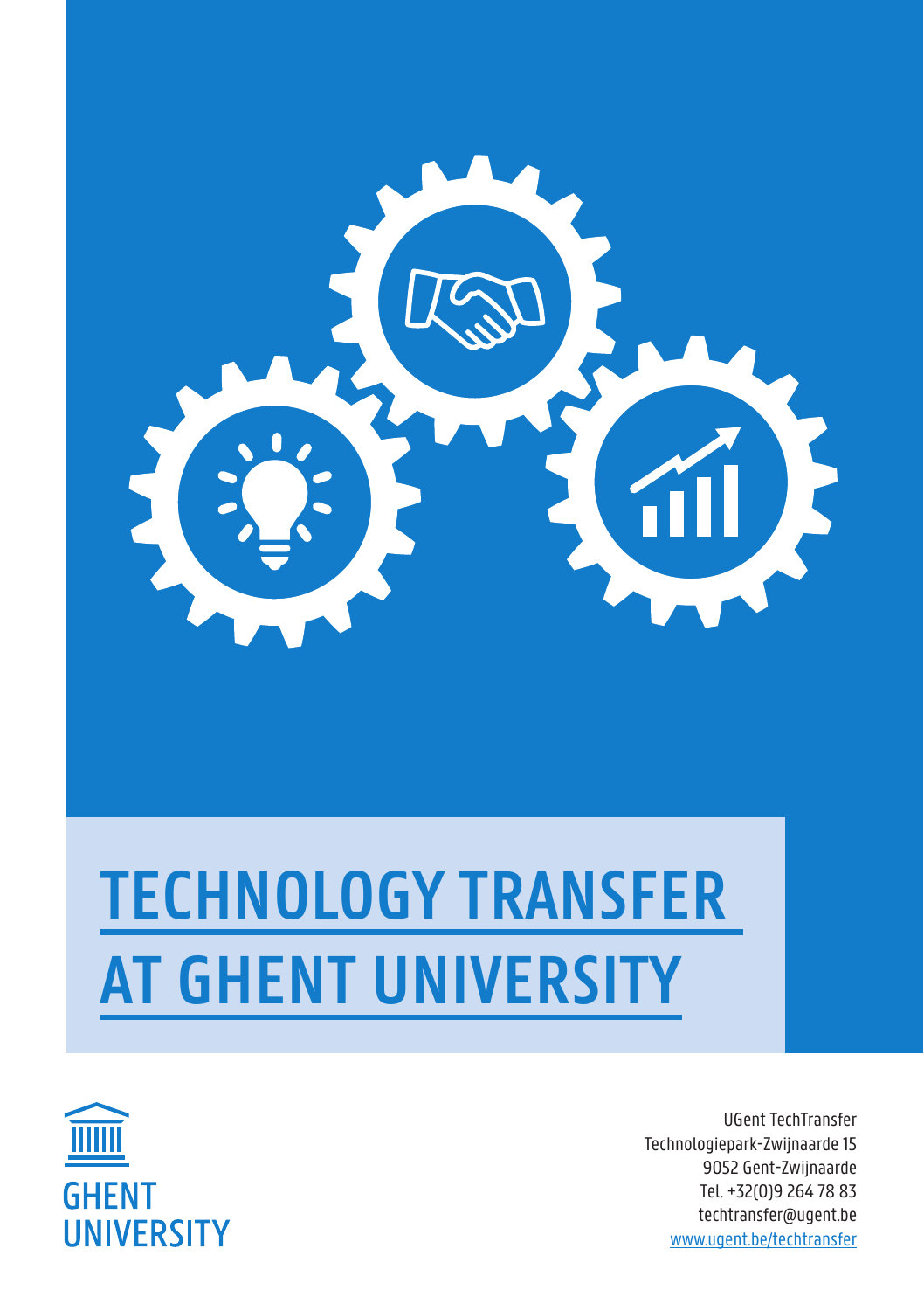# TECHNOLOGY TRANSFER AT GHENT UNIVERSITY

GHENT UNIVERSITY

UGent TechTransfer
Technologiepark-Zwijnaarde 15
9052 Gent-Zwijnaarde
Tel. +32(0)9 264 78 83
techtransfer@ugent.be
www.ugent.be/techtransfer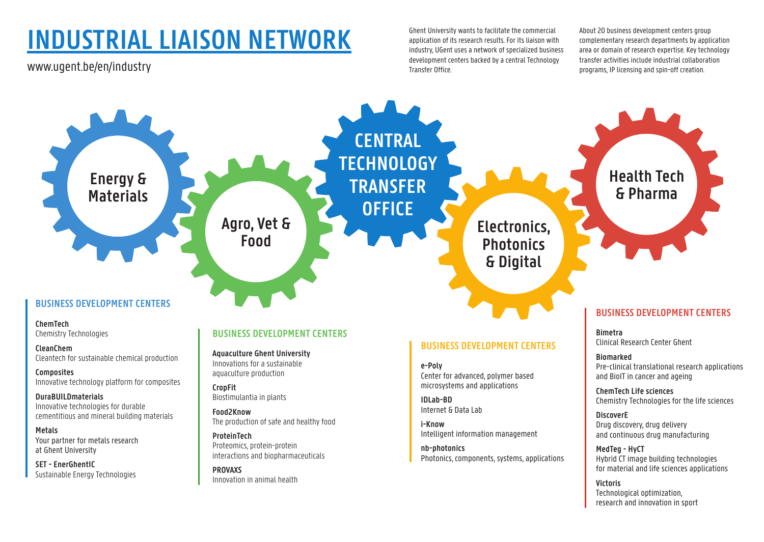# INDUSTRIAL LIAISON NETWORK

www.ugent.be/en/industry

Ghent University wants to facilitate the commercial application of its research results. For its liaison with industry, UGent uses a network of specialized business development centers backed by a central Technology Transfer Office.

About 20 business development centers group complementary research departments by application area or domain of research expertise. Key technology transfer activities include industrial collaboration programs, IP licensing and spin-off creation.

## CENTRAL TECHNOLOGY TRANSFER OFFICE

## Energy & Materials

### BUSINESS DEVELOPMENT CENTERS

**ChemTech**
Chemistry Technologies

**CleanChem**
Cleantech for sustainable chemical production

**Composites**
Innovative technology platform for composites

**DuraBUILDmaterials**
Innovative technologies for durable cementitious and mineral building materials

**Metals**
Your partner for metals research at Ghent University

**SET - EnerGhentIC**
Sustainable Energy Technologies

## Agro, Vet & Food

### BUSINESS DEVELOPMENT CENTERS

**Aquaculture Ghent University**
Innovations for a sustainable aquaculture production

**CropFit**
Biostimulantia in plants

**Food2Know**
The production of safe and healthy food

**ProteinTech**
Proteomics, protein-protein interactions and biopharmaceuticals

**PROVAXS**
Innovation in animal health

## Electronics, Photonics & Digital

### BUSINESS DEVELOPMENT CENTERS

**e-Poly**
Center for advanced, polymer based microsystems and applications

**IDLab-BD**
Internet & Data Lab

**i-Know**
Intelligent information management

**nb-photonics**
Photonics, components, systems, applications

## Health Tech & Pharma

### BUSINESS DEVELOPMENT CENTERS

**Bimetra**
Clinical Research Center Ghent

**Biomarked**
Pre-clinical translational research applications and BioIT in cancer and ageing

**ChemTech Life sciences**
Chemistry Technologies for the life sciences

**DiscoverE**
Drug discovery, drug delivery and continuous drug manufacturing

**MedTeg - HyCT**
Hybrid CT image building technologies for material and life sciences applications

**Victoris**
Technological optimization, research and innovation in sport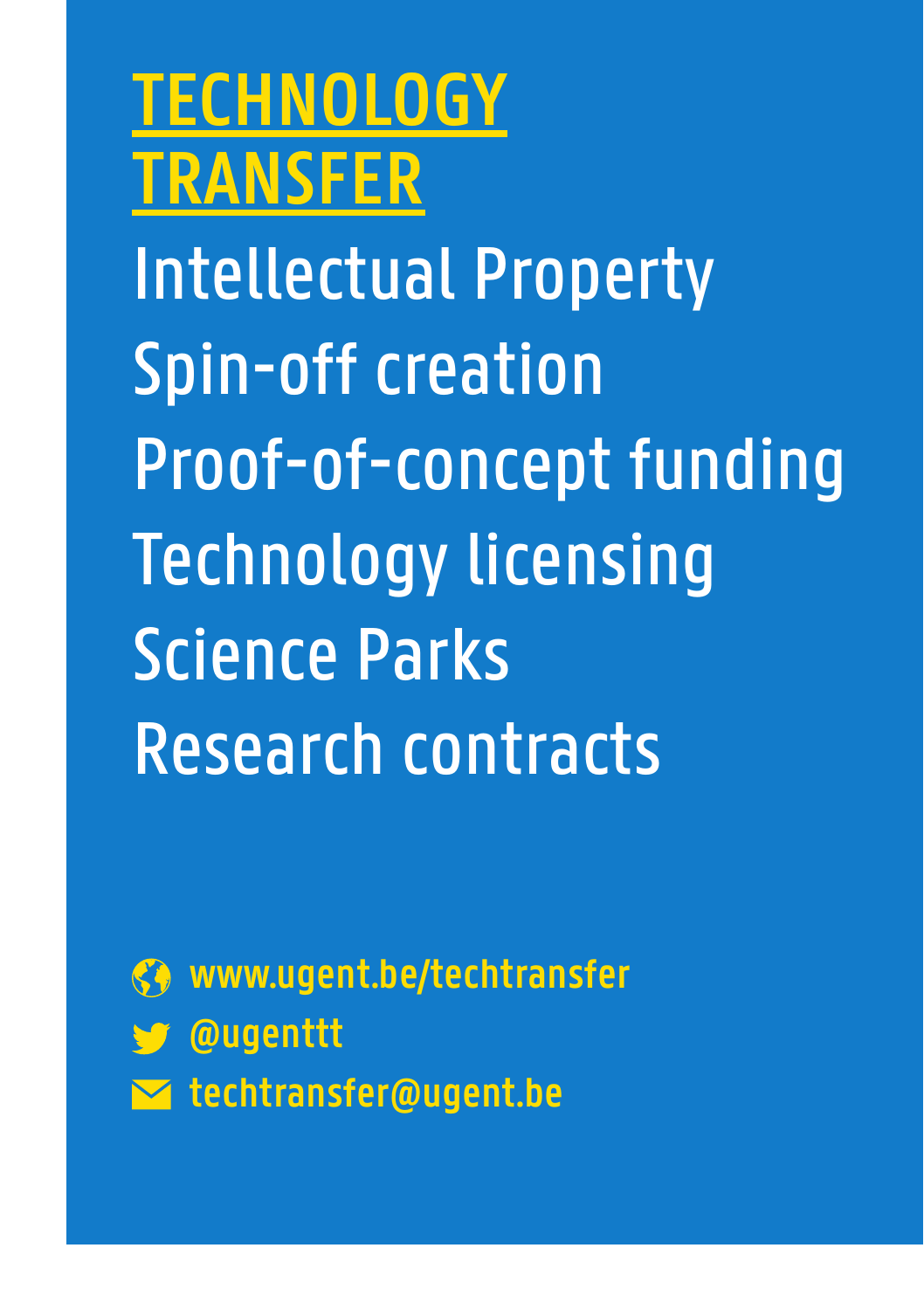# TECHNOLOGY TRANSFER

Intellectual Property
Spin-off creation
Proof-of-concept funding
Technology licensing
Science Parks
Research contracts

www.ugent.be/techtransfer
@ugenttt
techtransfer@ugent.be